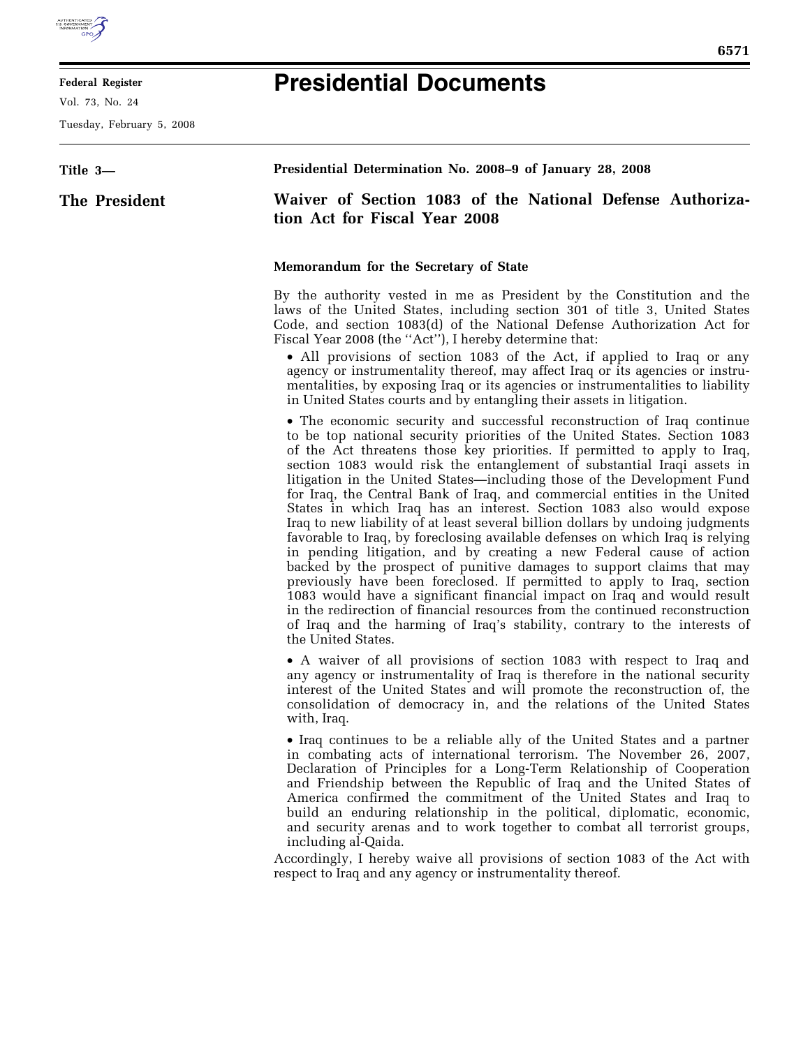# Presidential Documents

Federal Register

Vol. 73, No. 24

Tuesday, February 5, 2008

**Title 3—**

**The President**

**Presidential Determination No. 2008–9 of January 28, 2008**

## Waiver of Section 1083 of the National Defense Authorization Act for Fiscal Year 2008

**Memorandum for the Secretary of State**

By the authority vested in me as President by the Constitution and the laws of the United States, including section 301 of title 3, United States Code, and section 1083(d) of the National Defense Authorization Act for Fiscal Year 2008 (the ''Act''), I hereby determine that:

- All provisions of section 1083 of the Act, if applied to Iraq or any agency or instrumentality thereof, may affect Iraq or its agencies or instrumentalities, by exposing Iraq or its agencies or instrumentalities to liability in United States courts and by entangling their assets in litigation.
- The economic security and successful reconstruction of Iraq continue to be top national security priorities of the United States. Section 1083 of the Act threatens those key priorities. If permitted to apply to Iraq, section 1083 would risk the entanglement of substantial Iraqi assets in litigation in the United States—including those of the Development Fund for Iraq, the Central Bank of Iraq, and commercial entities in the United States in which Iraq has an interest. Section 1083 also would expose Iraq to new liability of at least several billion dollars by undoing judgments favorable to Iraq, by foreclosing available defenses on which Iraq is relying in pending litigation, and by creating a new Federal cause of action backed by the prospect of punitive damages to support claims that may previously have been foreclosed. If permitted to apply to Iraq, section 1083 would have a significant financial impact on Iraq and would result in the redirection of financial resources from the continued reconstruction of Iraq and the harming of Iraq's stability, contrary to the interests of the United States.
- A waiver of all provisions of section 1083 with respect to Iraq and any agency or instrumentality of Iraq is therefore in the national security interest of the United States and will promote the reconstruction of, the consolidation of democracy in, and the relations of the United States with, Iraq.
- Iraq continues to be a reliable ally of the United States and a partner in combating acts of international terrorism. The November 26, 2007, Declaration of Principles for a Long-Term Relationship of Cooperation and Friendship between the Republic of Iraq and the United States of America confirmed the commitment of the United States and Iraq to build an enduring relationship in the political, diplomatic, economic, and security arenas and to work together to combat all terrorist groups, including al-Qaida.

Accordingly, I hereby waive all provisions of section 1083 of the Act with respect to Iraq and any agency or instrumentality thereof.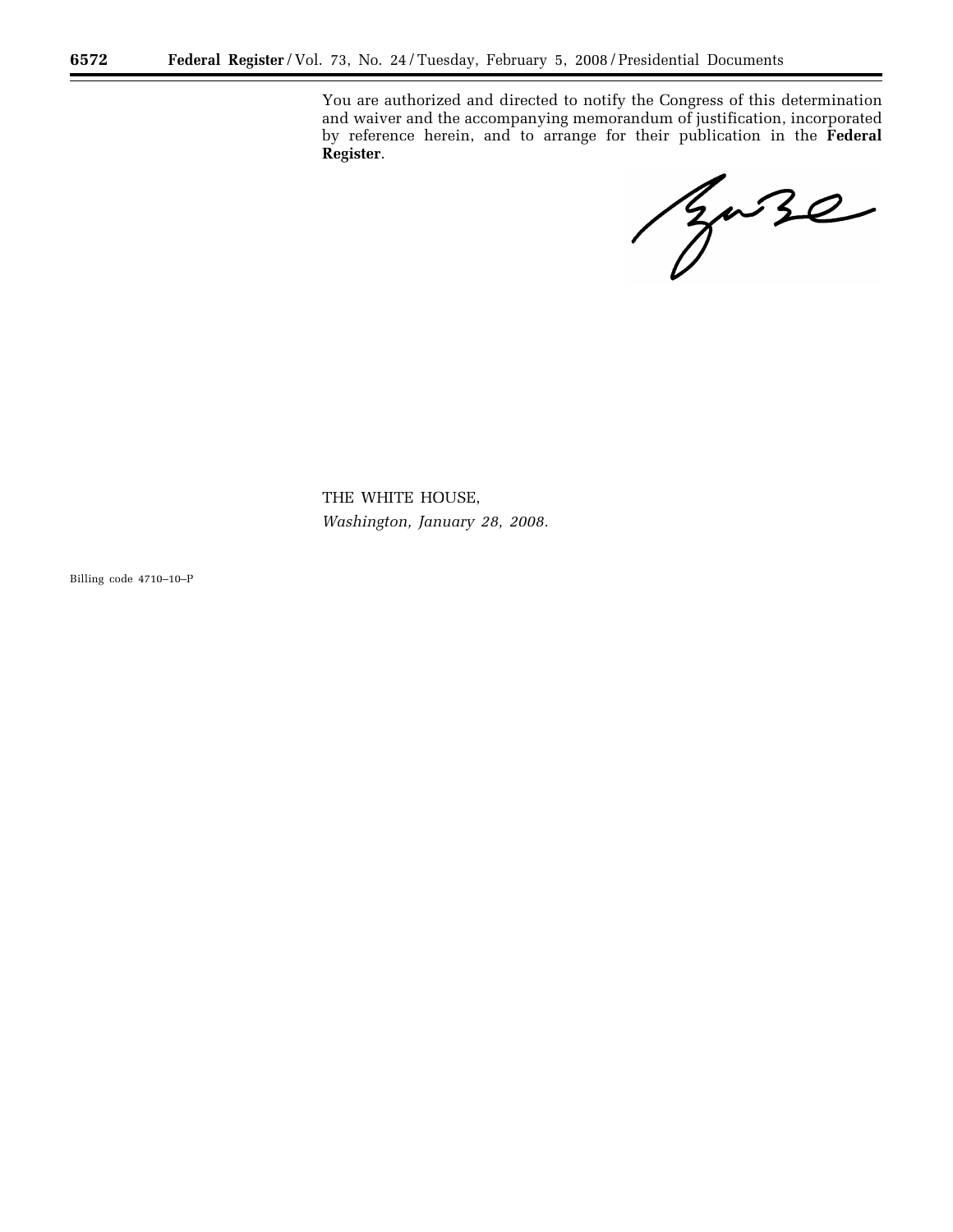You are authorized and directed to notify the Congress of this determination and waiver and the accompanying memorandum of justification, incorporated by reference herein, and to arrange for their publication in the **Federal Register**.

THE WHITE HOUSE,
*Washington, January 28, 2008.*

Billing code 4710–10–P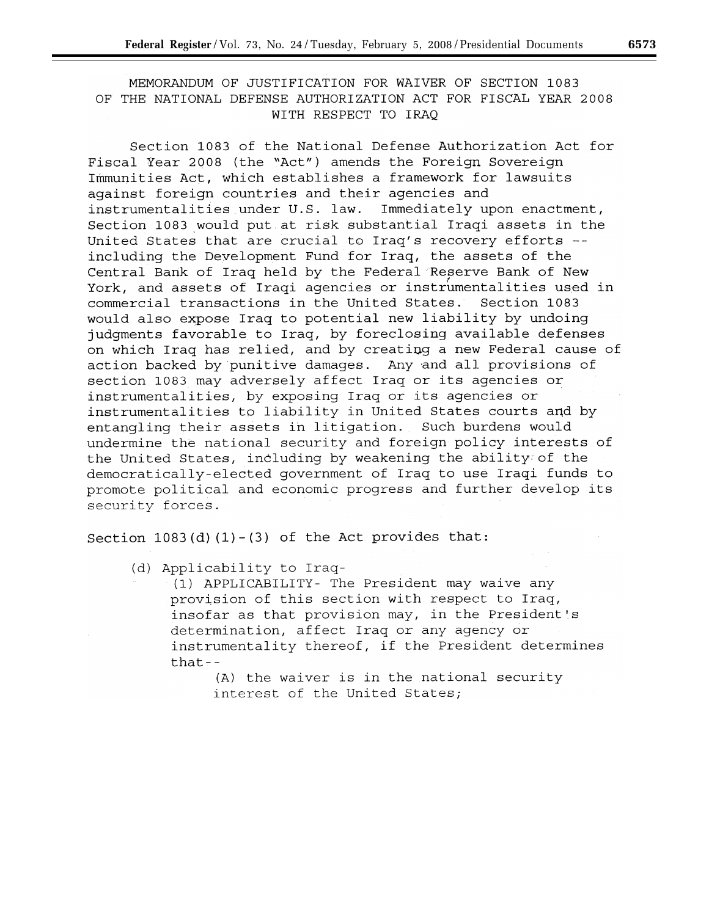# MEMORANDUM OF JUSTIFICATION FOR WAIVER OF SECTION 1083 OF THE NATIONAL DEFENSE AUTHORIZATION ACT FOR FISCAL YEAR 2008 WITH RESPECT TO IRAQ

Section 1083 of the National Defense Authorization Act for Fiscal Year 2008 (the "Act") amends the Foreign Sovereign Immunities Act, which establishes a framework for lawsuits against foreign countries and their agencies and instrumentalities under U.S. law. Immediately upon enactment, Section 1083 would put at risk substantial Iraqi assets in the United States that are crucial to Iraq's recovery efforts -- including the Development Fund for Iraq, the assets of the Central Bank of Iraq held by the Federal Reserve Bank of New York, and assets of Iraqi agencies or instrumentalities used in commercial transactions in the United States. Section 1083 would also expose Iraq to potential new liability by undoing judgments favorable to Iraq, by foreclosing available defenses on which Iraq has relied, and by creating a new Federal cause of action backed by punitive damages. Any and all provisions of section 1083 may adversely affect Iraq or its agencies or instrumentalities, by exposing Iraq or its agencies or instrumentalities to liability in United States courts and by entangling their assets in litigation. Such burdens would undermine the national security and foreign policy interests of the United States, including by weakening the ability of the democratically-elected government of Iraq to use Iraqi funds to promote political and economic progress and further develop its security forces.

Section 1083(d)(1)-(3) of the Act provides that:

(d) Applicability to Iraq-

(1) APPLICABILITY- The President may waive any provision of this section with respect to Iraq, insofar as that provision may, in the President's determination, affect Iraq or any agency or instrumentality thereof, if the President determines that--

(A) the waiver is in the national security interest of the United States;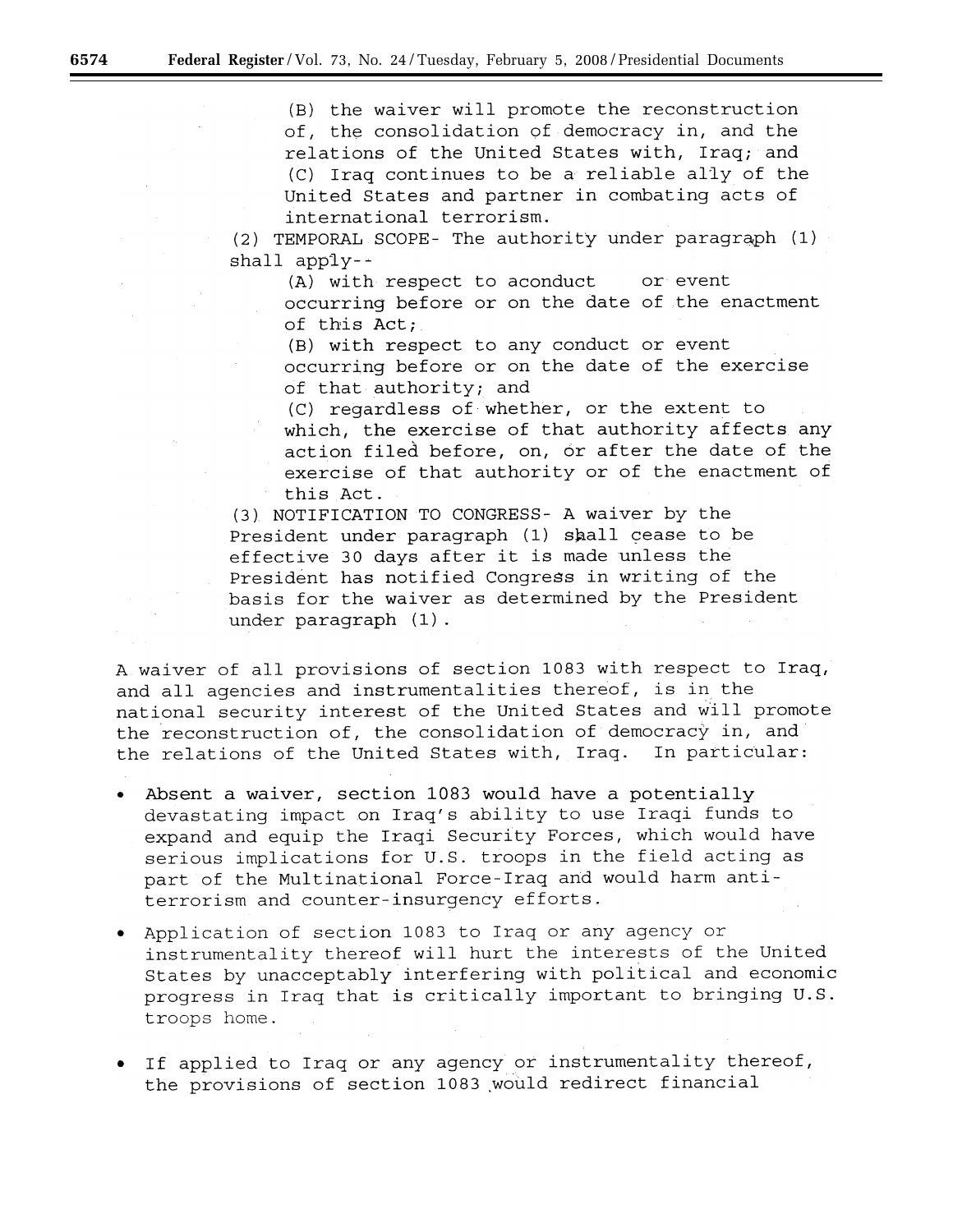(B) the waiver will promote the reconstruction of, the consolidation of democracy in, and the relations of the United States with, Iraq; and

(C) Iraq continues to be a reliable ally of the United States and partner in combating acts of international terrorism.

(2) TEMPORAL SCOPE- The authority under paragraph (1) shall apply--

(A) with respect to aconduct or event occurring before or on the date of the enactment of this Act;

(B) with respect to any conduct or event occurring before or on the date of the exercise of that authority; and

(C) regardless of whether, or the extent to which, the exercise of that authority affects any action filed before, on, or after the date of the exercise of that authority or of the enactment of this Act.

(3) NOTIFICATION TO CONGRESS- A waiver by the President under paragraph (1) shall cease to be effective 30 days after it is made unless the President has notified Congress in writing of the basis for the waiver as determined by the President under paragraph (1).

A waiver of all provisions of section 1083 with respect to Iraq, and all agencies and instrumentalities thereof, is in the national security interest of the United States and will promote the reconstruction of, the consolidation of democracy in, and the relations of the United States with, Iraq. In particular:

- Absent a waiver, section 1083 would have a potentially devastating impact on Iraq's ability to use Iraqi funds to expand and equip the Iraqi Security Forces, which would have serious implications for U.S. troops in the field acting as part of the Multinational Force-Iraq and would harm anti-terrorism and counter-insurgency efforts.

- Application of section 1083 to Iraq or any agency or instrumentality thereof will hurt the interests of the United States by unacceptably interfering with political and economic progress in Iraq that is critically important to bringing U.S. troops home.

- If applied to Iraq or any agency or instrumentality thereof, the provisions of section 1083 would redirect financial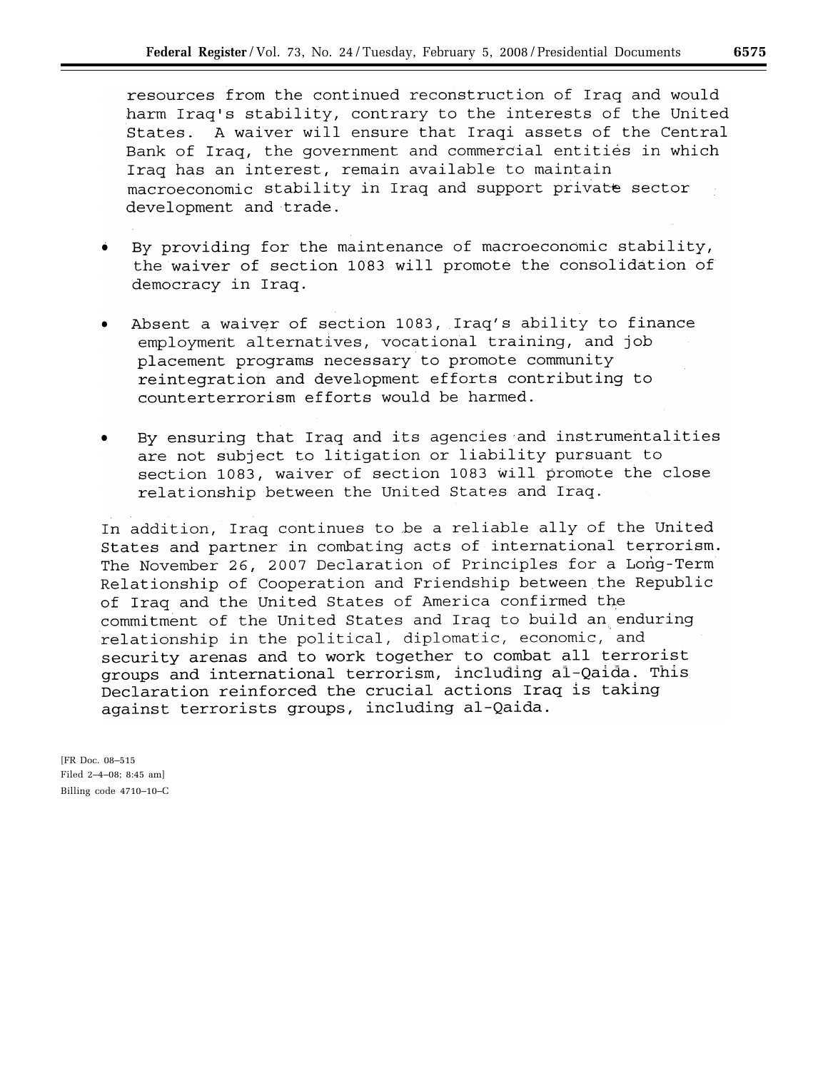resources from the continued reconstruction of Iraq and would harm Iraq's stability, contrary to the interests of the United States. A waiver will ensure that Iraqi assets of the Central Bank of Iraq, the government and commercial entities in which Iraq has an interest, remain available to maintain macroeconomic stability in Iraq and support private sector development and trade.

- By providing for the maintenance of macroeconomic stability, the waiver of section 1083 will promote the consolidation of democracy in Iraq.

- Absent a waiver of section 1083, Iraq's ability to finance employment alternatives, vocational training, and job placement programs necessary to promote community reintegration and development efforts contributing to counterterrorism efforts would be harmed.

- By ensuring that Iraq and its agencies and instrumentalities are not subject to litigation or liability pursuant to section 1083, waiver of section 1083 will promote the close relationship between the United States and Iraq.

In addition, Iraq continues to be a reliable ally of the United States and partner in combating acts of international terrorism. The November 26, 2007 Declaration of Principles for a Long-Term Relationship of Cooperation and Friendship between the Republic of Iraq and the United States of America confirmed the commitment of the United States and Iraq to build an enduring relationship in the political, diplomatic, economic, and security arenas and to work together to combat all terrorist groups and international terrorism, including al-Qaida. This Declaration reinforced the crucial actions Iraq is taking against terrorists groups, including al-Qaida.

[FR Doc. 08–515
Filed 2–4–08; 8:45 am]
Billing code 4710–10–C